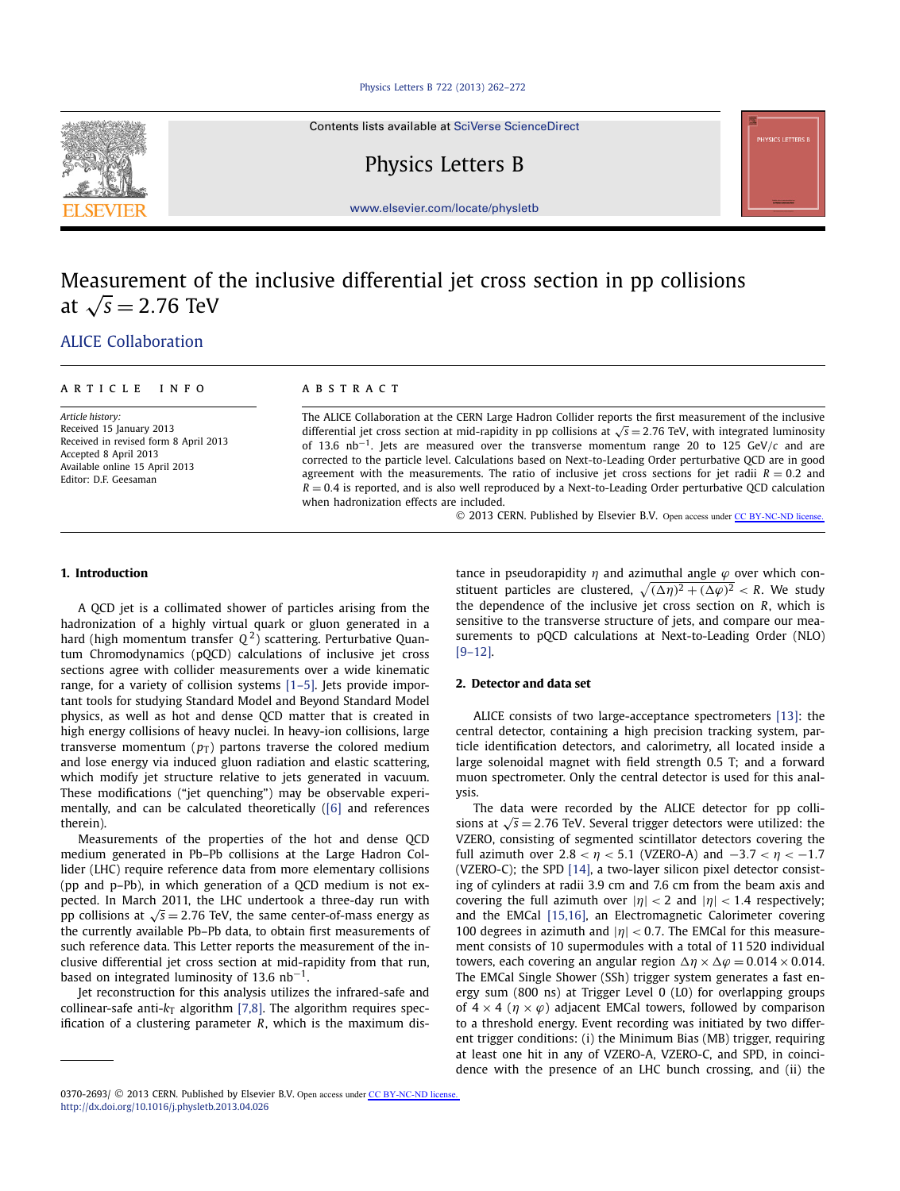# Measurement of the inclusive differential jet cross section in pp collisions at $\sqrt{s} = 2.76$ TeV

ALICE Collaboration

**ARTICLE INFO**

*Article history:*
Received 15 January 2013
Received in revised form 8 April 2013
Accepted 8 April 2013
Available online 15 April 2013
Editor: D.F. Geesaman

**ABSTRACT**

The ALICE Collaboration at the CERN Large Hadron Collider reports the first measurement of the inclusive differential jet cross section at mid-rapidity in pp collisions at $\sqrt{s} = 2.76$ TeV, with integrated luminosity of 13.6 $\text{nb}^{-1}$. Jets are measured over the transverse momentum range 20 to 125 GeV/$c$ and are corrected to the particle level. Calculations based on Next-to-Leading Order perturbative QCD are in good agreement with the measurements. The ratio of inclusive jet cross sections for jet radii $R = 0.2$ and $R = 0.4$ is reported, and is also well reproduced by a Next-to-Leading Order perturbative QCD calculation when hadronization effects are included.

© 2013 CERN. Published by Elsevier B.V. Open access under CC BY-NC-ND license.

## 1. Introduction

A QCD jet is a collimated shower of particles arising from the hadronization of a highly virtual quark or gluon generated in a hard (high momentum transfer $Q^2$) scattering. Perturbative Quantum Chromodynamics (pQCD) calculations of inclusive jet cross sections agree with collider measurements over a wide kinematic range, for a variety of collision systems [1–5]. Jets provide important tools for studying Standard Model and Beyond Standard Model physics, as well as hot and dense QCD matter that is created in high energy collisions of heavy nuclei. In heavy-ion collisions, large transverse momentum ($p_T$) partons traverse the colored medium and lose energy via induced gluon radiation and elastic scattering, which modify jet structure relative to jets generated in vacuum. These modifications ("jet quenching") may be observable experimentally, and can be calculated theoretically ([6] and references therein).

Measurements of the properties of the hot and dense QCD medium generated in Pb–Pb collisions at the Large Hadron Collider (LHC) require reference data from more elementary collisions (pp and p–Pb), in which generation of a QCD medium is not expected. In March 2011, the LHC undertook a three-day run with pp collisions at $\sqrt{s} = 2.76$ TeV, the same center-of-mass energy as the currently available Pb–Pb data, to obtain first measurements of such reference data. This Letter reports the measurement of the inclusive differential jet cross section at mid-rapidity from that run, based on integrated luminosity of 13.6 $\text{nb}^{-1}$.

Jet reconstruction for this analysis utilizes the infrared-safe and collinear-safe anti-$k_T$ algorithm [7,8]. The algorithm requires specification of a clustering parameter $R$, which is the maximum distance in pseudorapidity $\eta$ and azimuthal angle $\varphi$ over which constituent particles are clustered, $\sqrt{(\Delta\eta)^2 + (\Delta\varphi)^2} < R$. We study the dependence of the inclusive jet cross section on $R$, which is sensitive to the transverse structure of jets, and compare our measurements to pQCD calculations at Next-to-Leading Order (NLO) [9–12].

## 2. Detector and data set

ALICE consists of two large-acceptance spectrometers [13]: the central detector, containing a high precision tracking system, particle identification detectors, and calorimetry, all located inside a large solenoidal magnet with field strength 0.5 T; and a forward muon spectrometer. Only the central detector is used for this analysis.

The data were recorded by the ALICE detector for pp collisions at $\sqrt{s} = 2.76$ TeV. Several trigger detectors were utilized: the VZERO, consisting of segmented scintillator detectors covering the full azimuth over $2.8 < \eta < 5.1$ (VZERO-A) and $-3.7 < \eta < -1.7$ (VZERO-C); the SPD [14], a two-layer silicon pixel detector consisting of cylinders at radii 3.9 cm and 7.6 cm from the beam axis and covering the full azimuth over $|\eta| < 2$ and $|\eta| < 1.4$ respectively; and the EMCal [15,16], an Electromagnetic Calorimeter covering 100 degrees in azimuth and $|\eta| < 0.7$. The EMCal for this measurement consists of 10 supermodules with a total of 11 520 individual towers, each covering an angular region $\Delta\eta \times \Delta\varphi = 0.014 \times 0.014$. The EMCal Single Shower (SSh) trigger system generates a fast energy sum (800 ns) at Trigger Level 0 (L0) for overlapping groups of $4 \times 4$ ($\eta \times \varphi$) adjacent EMCal towers, followed by comparison to a threshold energy. Event recording was initiated by two different trigger conditions: (i) the Minimum Bias (MB) trigger, requiring at least one hit in any of VZERO-A, VZERO-C, and SPD, in coincidence with the presence of an LHC bunch crossing, and (ii) the

0370-2693/ © 2013 CERN. Published by Elsevier B.V. Open access under CC BY-NC-ND license.
http://dx.doi.org/10.1016/j.physletb.2013.04.026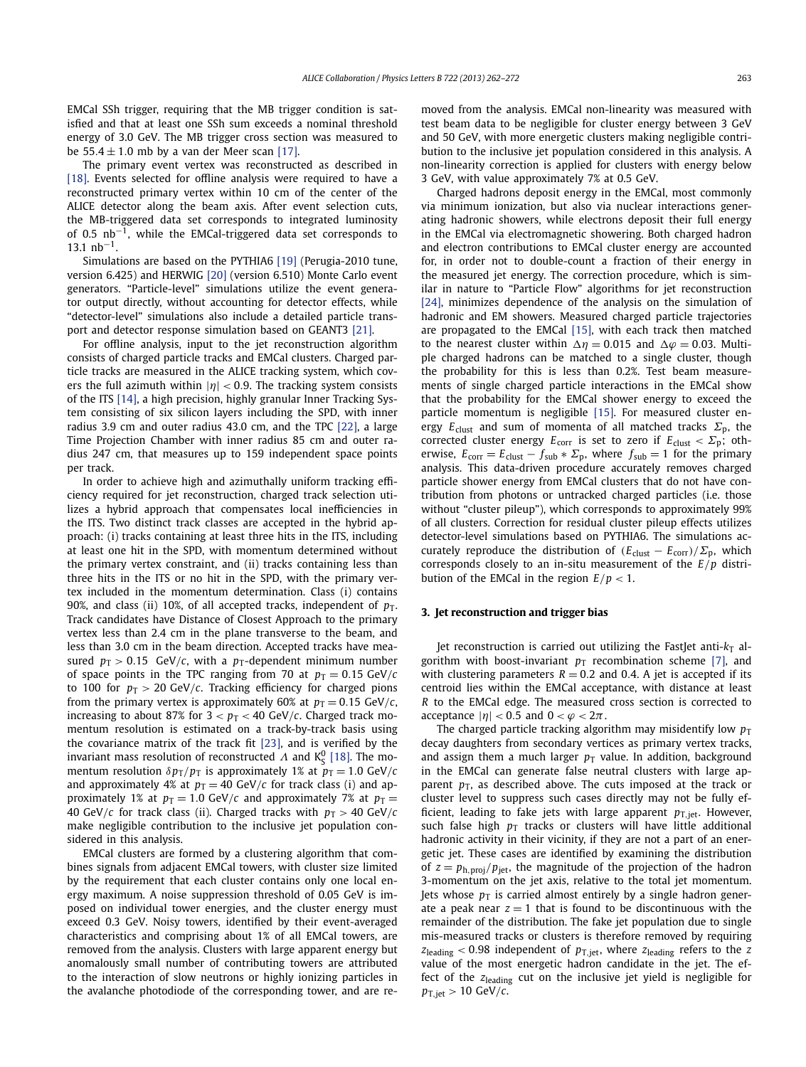EMCal SSh trigger, requiring that the MB trigger condition is satisfied and that at least one SSh sum exceeds a nominal threshold energy of 3.0 GeV. The MB trigger cross section was measured to be $55.4 \pm 1.0$ mb by a van der Meer scan [17].

The primary event vertex was reconstructed as described in [18]. Events selected for offline analysis were required to have a reconstructed primary vertex within 10 cm of the center of the ALICE detector along the beam axis. After event selection cuts, the MB-triggered data set corresponds to integrated luminosity of 0.5 $\text{nb}^{-1}$, while the EMCal-triggered data set corresponds to 13.1 $\text{nb}^{-1}$.

Simulations are based on the PYTHIA6 [19] (Perugia-2010 tune, version 6.425) and HERWIG [20] (version 6.510) Monte Carlo event generators. "Particle-level" simulations utilize the event generator output directly, without accounting for detector effects, while "detector-level" simulations also include a detailed particle transport and detector response simulation based on GEANT3 [21].

For offline analysis, input to the jet reconstruction algorithm consists of charged particle tracks and EMCal clusters. Charged particle tracks are measured in the ALICE tracking system, which covers the full azimuth within $|\eta| < 0.9$. The tracking system consists of the ITS [14], a high precision, highly granular Inner Tracking System consisting of six silicon layers including the SPD, with inner radius 3.9 cm and outer radius 43.0 cm, and the TPC [22], a large Time Projection Chamber with inner radius 85 cm and outer radius 247 cm, that measures up to 159 independent space points per track.

In order to achieve high and azimuthally uniform tracking efficiency required for jet reconstruction, charged track selection utilizes a hybrid approach that compensates local inefficiencies in the ITS. Two distinct track classes are accepted in the hybrid approach: (i) tracks containing at least three hits in the ITS, including at least one hit in the SPD, with momentum determined without the primary vertex constraint, and (ii) tracks containing less than three hits in the ITS or no hit in the SPD, with the primary vertex included in the momentum determination. Class (i) contains 90%, and class (ii) 10%, of all accepted tracks, independent of $p_T$. Track candidates have Distance of Closest Approach to the primary vertex less than 2.4 cm in the plane transverse to the beam, and less than 3.0 cm in the beam direction. Accepted tracks have measured $p_T > 0.15$ GeV/$c$, with a $p_T$-dependent minimum number of space points in the TPC ranging from 70 at $p_T = 0.15$ GeV/$c$ to 100 for $p_T > 20$ GeV/$c$. Tracking efficiency for charged pions from the primary vertex is approximately 60% at $p_T = 0.15$ GeV/$c$, increasing to about 87% for $3 < p_T < 40$ GeV/$c$. Charged track momentum resolution is estimated on a track-by-track basis using the covariance matrix of the track fit [23], and is verified by the invariant mass resolution of reconstructed $\Lambda$ and $K^0_S$ [18]. The momentum resolution $\delta p_T/p_T$ is approximately 1% at $p_T = 1.0$ GeV/$c$ and approximately 4% at $p_T = 40$ GeV/$c$ for track class (i) and approximately 1% at $p_T = 1.0$ GeV/$c$ and approximately 7% at $p_T = 40$ GeV/$c$ for track class (ii). Charged tracks with $p_T > 40$ GeV/$c$ make negligible contribution to the inclusive jet population considered in this analysis.

EMCal clusters are formed by a clustering algorithm that combines signals from adjacent EMCal towers, with cluster size limited by the requirement that each cluster contains only one local energy maximum. A noise suppression threshold of 0.05 GeV is imposed on individual tower energies, and the cluster energy must exceed 0.3 GeV. Noisy towers, identified by their event-averaged characteristics and comprising about 1% of all EMCal towers, are removed from the analysis. Clusters with large apparent energy but anomalously small number of contributing towers are attributed to the interaction of slow neutrons or highly ionizing particles in the avalanche photodiode of the corresponding tower, and are removed from the analysis. EMCal non-linearity was measured with test beam data to be negligible for cluster energy between 3 GeV and 50 GeV, with more energetic clusters making negligible contribution to the inclusive jet population considered in this analysis. A non-linearity correction is applied for clusters with energy below 3 GeV, with value approximately 7% at 0.5 GeV.

Charged hadrons deposit energy in the EMCal, most commonly via minimum ionization, but also via nuclear interactions generating hadronic showers, while electrons deposit their full energy in the EMCal via electromagnetic showering. Both charged hadron and electron contributions to EMCal cluster energy are accounted for, in order not to double-count a fraction of their energy in the measured jet energy. The correction procedure, which is similar in nature to "Particle Flow" algorithms for jet reconstruction [24], minimizes dependence of the analysis on the simulation of hadronic and EM showers. Measured charged particle trajectories are propagated to the EMCal [15], with each track then matched to the nearest cluster within $\Delta\eta = 0.015$ and $\Delta\varphi = 0.03$. Multiple charged hadrons can be matched to a single cluster, though the probability for this is less than 0.2%. Test beam measurements of single charged particle interactions in the EMCal show that the probability for the EMCal shower energy to exceed the particle momentum is negligible [15]. For measured cluster energy $E_{\text{clust}}$ and sum of momenta of all matched tracks $\Sigma_{\text{p}}$, the corrected cluster energy $E_{\text{corr}}$ is set to zero if $E_{\text{clust}} < \Sigma_{\text{p}}$; otherwise, $E_{\text{corr}} = E_{\text{clust}} - f_{\text{sub}} * \Sigma_{\text{p}}$, where $f_{\text{sub}} = 1$ for the primary analysis. This data-driven procedure accurately removes charged particle shower energy from EMCal clusters that do not have contribution from photons or untracked charged particles (i.e. those without "cluster pileup"), which corresponds to approximately 99% of all clusters. Correction for residual cluster pileup effects utilizes detector-level simulations based on PYTHIA6. The simulations accurately reproduce the distribution of $(E_{\text{clust}} - E_{\text{corr}})/\Sigma_{\text{p}}$, which corresponds closely to an in-situ measurement of the $E/p$ distribution of the EMCal in the region $E/p < 1$.

## 3. Jet reconstruction and trigger bias

Jet reconstruction is carried out utilizing the FastJet anti-$k_T$ algorithm with boost-invariant $p_T$ recombination scheme [7], and with clustering parameters $R = 0.2$ and 0.4. A jet is accepted if its centroid lies within the EMCal acceptance, with distance at least $R$ to the EMCal edge. The measured cross section is corrected to acceptance $|\eta| < 0.5$ and $0 < \varphi < 2\pi$.

The charged particle tracking algorithm may misidentify low $p_T$ decay daughters from secondary vertices as primary vertex tracks, and assign them a much larger $p_T$ value. In addition, background in the EMCal can generate false neutral clusters with large apparent $p_T$, as described above. The cuts imposed at the track or cluster level to suppress such cases directly may not be fully efficient, leading to fake jets with large apparent $p_{T,\text{jet}}$. However, such false high $p_T$ tracks or clusters will have little additional hadronic activity in their vicinity, if they are not a part of an energetic jet. These cases are identified by examining the distribution of $z = p_{\text{h,proj}}/p_{\text{jet}}$, the magnitude of the projection of the hadron 3-momentum on the jet axis, relative to the total jet momentum. Jets whose $p_T$ is carried almost entirely by a single hadron generate a peak near $z = 1$ that is found to be discontinuous with the remainder of the distribution. The fake jet population due to single mis-measured tracks or clusters is therefore removed by requiring $z_{\text{leading}} < 0.98$ independent of $p_{T,\text{jet}}$, where $z_{\text{leading}}$ refers to the $z$ value of the most energetic hadron candidate in the jet. The effect of the $z_{\text{leading}}$ cut on the inclusive jet yield is negligible for $p_{T,\text{jet}} > 10$ GeV/$c$.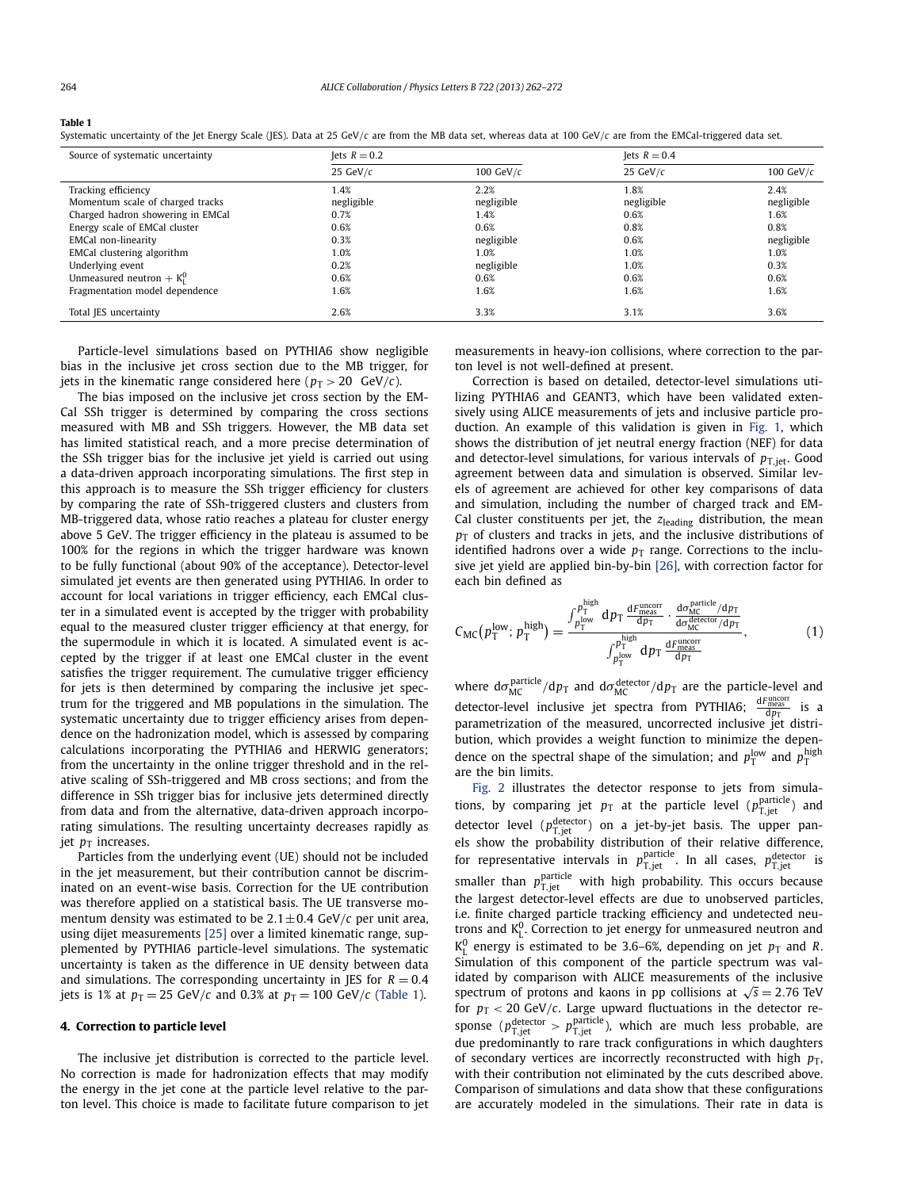**Table 1**
Systematic uncertainty of the Jet Energy Scale (JES). Data at 25 GeV/$c$ are from the MB data set, whereas data at 100 GeV/$c$ are from the EMCal-triggered data set.

| Source of systematic uncertainty | Jets $R = 0.2$ | | Jets $R = 0.4$ | |
|---|---|---|---|---|
| | 25 GeV/$c$ | 100 GeV/$c$ | 25 GeV/$c$ | 100 GeV/$c$ |
| Tracking efficiency | 1.4% | 2.2% | 1.8% | 2.4% |
| Momentum scale of charged tracks | negligible | negligible | negligible | negligible |
| Charged hadron showering in EMCal | 0.7% | 1.4% | 0.6% | 1.6% |
| Energy scale of EMCal cluster | 0.6% | 0.6% | 0.8% | 0.8% |
| EMCal non-linearity | 0.3% | negligible | 0.6% | negligible |
| EMCal clustering algorithm | 1.0% | 1.0% | 1.0% | 1.0% |
| Underlying event | 0.2% | negligible | 1.0% | 0.3% |
| Unmeasured neutron + $K_L^0$ | 0.6% | 0.6% | 0.6% | 0.6% |
| Fragmentation model dependence | 1.6% | 1.6% | 1.6% | 1.6% |
| Total JES uncertainty | 2.6% | 3.3% | 3.1% | 3.6% |

Particle-level simulations based on PYTHIA6 show negligible bias in the inclusive jet cross section due to the MB trigger, for jets in the kinematic range considered here ($p_T > 20$ GeV/$c$).

The bias imposed on the inclusive jet cross section by the EMCal SSh trigger is determined by comparing the cross sections measured with MB and SSh triggers. However, the MB data set has limited statistical reach, and a more precise determination of the SSh trigger bias for the inclusive jet yield is carried out using a data-driven approach incorporating simulations. The first step in this approach is to measure the SSh trigger efficiency for clusters by comparing the rate of SSh-triggered clusters and clusters from MB-triggered data, whose ratio reaches a plateau for cluster energy above 5 GeV. The trigger efficiency in the plateau is assumed to be 100% for the regions in which the trigger hardware was known to be fully functional (about 90% of the acceptance). Detector-level simulated jet events are then generated using PYTHIA6. In order to account for local variations in trigger efficiency, each EMCal cluster in a simulated event is accepted by the trigger with probability equal to the measured cluster trigger efficiency at that energy, for the supermodule in which it is located. A simulated event is accepted by the trigger if at least one EMCal cluster in the event satisfies the trigger requirement. The cumulative trigger efficiency for jets is then determined by comparing the inclusive jet spectrum for the triggered and MB populations in the simulation. The systematic uncertainty due to trigger efficiency arises from dependence on the hadronization model, which is assessed by comparing calculations incorporating the PYTHIA6 and HERWIG generators; from the uncertainty in the online trigger threshold and in the relative scaling of SSh-triggered and MB cross sections; and from the difference in SSh trigger bias for inclusive jets determined directly from data and from the alternative, data-driven approach incorporating simulations. The resulting uncertainty decreases rapidly as jet $p_T$ increases.

Particles from the underlying event (UE) should not be included in the jet measurement, but their contribution cannot be discriminated on an event-wise basis. Correction for the UE contribution was therefore applied on a statistical basis. The UE transverse momentum density was estimated to be $2.1 \pm 0.4$ GeV/$c$ per unit area, using dijet measurements [25] over a limited kinematic range, supplemented by PYTHIA6 particle-level simulations. The systematic uncertainty is taken as the difference in UE density between data and simulations. The corresponding uncertainty in JES for $R = 0.4$ jets is 1% at $p_T = 25$ GeV/$c$ and 0.3% at $p_T = 100$ GeV/$c$ (Table 1).

## 4. Correction to particle level

The inclusive jet distribution is corrected to the particle level. No correction is made for hadronization effects that may modify the energy in the jet cone at the particle level relative to the parton level. This choice is made to facilitate future comparison to jet measurements in heavy-ion collisions, where correction to the parton level is not well-defined at present.

Correction is based on detailed, detector-level simulations utilizing PYTHIA6 and GEANT3, which have been validated extensively using ALICE measurements of jets and inclusive particle production. An example of this validation is given in Fig. 1, which shows the distribution of jet neutral energy fraction (NEF) for data and detector-level simulations, for various intervals of $p_{T,\mathrm{jet}}$. Good agreement between data and simulation is observed. Similar levels of agreement are achieved for other key comparisons of data and simulation, including the number of charged track and EMCal cluster constituents per jet, the $z_{\mathrm{leading}}$ distribution, the mean $p_T$ of clusters and tracks in jets, and the inclusive distributions of identified hadrons over a wide $p_T$ range. Corrections to the inclusive jet yield are applied bin-by-bin [26], with correction factor for each bin defined as

$$C_{\mathrm{MC}}\left(p_T^{\mathrm{low}}; p_T^{\mathrm{high}}\right) = \frac{\int_{p_T^{\mathrm{low}}}^{p_T^{\mathrm{high}}} \mathrm{d}p_T \, \frac{\mathrm{d}F_{\mathrm{meas}}^{\mathrm{uncorr}}}{\mathrm{d}p_T} \cdot \frac{\mathrm{d}\sigma_{\mathrm{MC}}^{\mathrm{particle}}/\mathrm{d}p_T}{\mathrm{d}\sigma_{\mathrm{MC}}^{\mathrm{detector}}/\mathrm{d}p_T}}{\int_{p_T^{\mathrm{low}}}^{p_T^{\mathrm{high}}} \mathrm{d}p_T \, \frac{\mathrm{d}F_{\mathrm{meas}}^{\mathrm{uncorr}}}{\mathrm{d}p_T}}, \tag{1}$$

where $\mathrm{d}\sigma_{\mathrm{MC}}^{\mathrm{particle}}/\mathrm{d}p_T$ and $\mathrm{d}\sigma_{\mathrm{MC}}^{\mathrm{detector}}/\mathrm{d}p_T$ are the particle-level and detector-level inclusive jet spectra from PYTHIA6; $\frac{\mathrm{d}F_{\mathrm{meas}}^{\mathrm{uncorr}}}{\mathrm{d}p_T}$ is a parametrization of the measured, uncorrected inclusive jet distribution, which provides a weight function to minimize the dependence on the spectral shape of the simulation; and $p_T^{\mathrm{low}}$ and $p_T^{\mathrm{high}}$ are the bin limits.

Fig. 2 illustrates the detector response to jets from simulations, by comparing jet $p_T$ at the particle level ($p_{T,\mathrm{jet}}^{\mathrm{particle}}$) and detector level ($p_{T,\mathrm{jet}}^{\mathrm{detector}}$) on a jet-by-jet basis. The upper panels show the probability distribution of their relative difference, for representative intervals in $p_{T,\mathrm{jet}}^{\mathrm{particle}}$. In all cases, $p_{T,\mathrm{jet}}^{\mathrm{detector}}$ is smaller than $p_{T,\mathrm{jet}}^{\mathrm{particle}}$ with high probability. This occurs because the largest detector-level effects are due to unobserved particles, i.e. finite charged particle tracking efficiency and undetected neutrons and $K_L^0$. Correction to jet energy for unmeasured neutron and $K_L^0$ energy is estimated to be 3.6–6%, depending on jet $p_T$ and $R$. Simulation of this component of the particle spectrum was validated by comparison with ALICE measurements of the inclusive spectrum of protons and kaons in pp collisions at $\sqrt{s} = 2.76$ TeV for $p_T < 20$ GeV/$c$. Large upward fluctuations in the detector response ($p_{T,\mathrm{jet}}^{\mathrm{detector}} > p_{T,\mathrm{jet}}^{\mathrm{particle}}$), which are much less probable, are due predominantly to rare track configurations in which daughters of secondary vertices are incorrectly reconstructed with high $p_T$, with their contribution not eliminated by the cuts described above. Comparison of simulations and data show that these configurations are accurately modeled in the simulations. Their rate in data is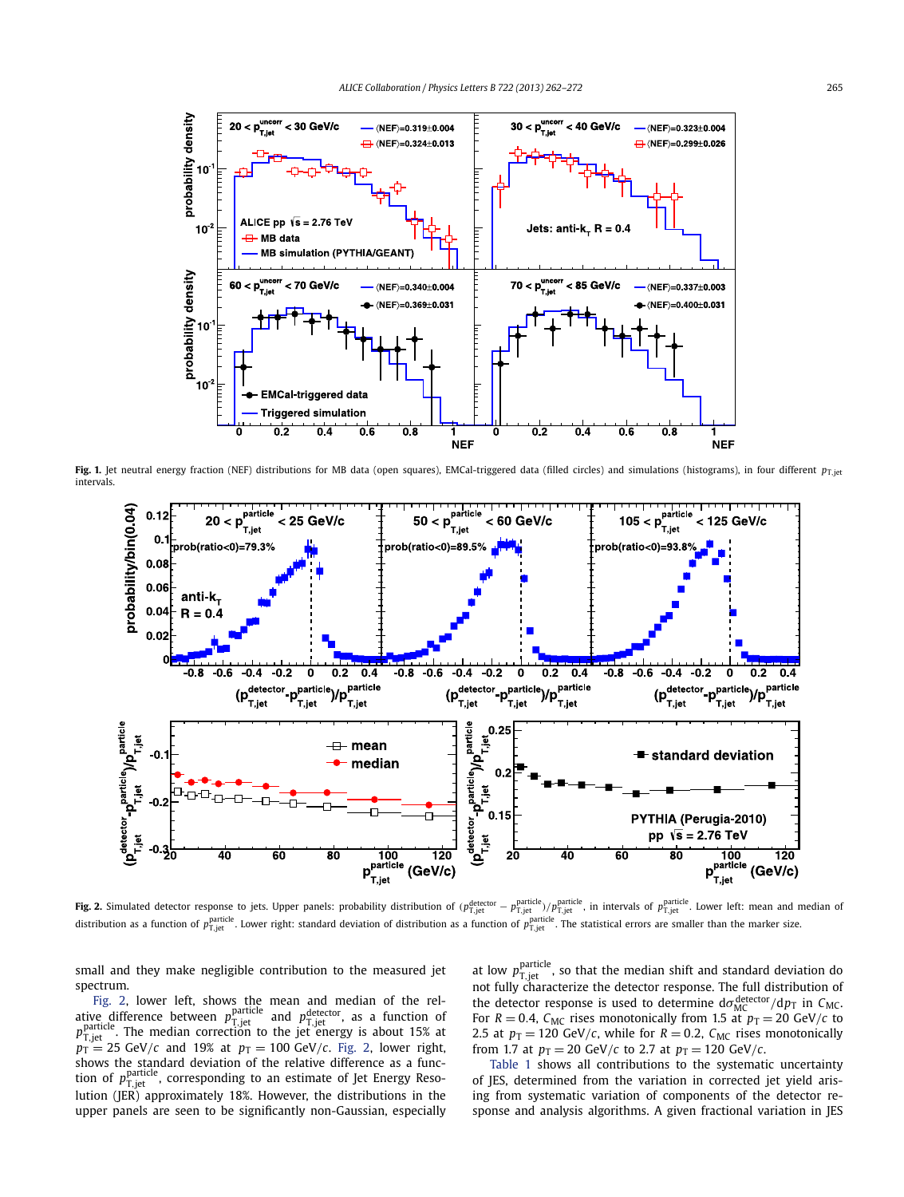**Fig. 1.** Jet neutral energy fraction (NEF) distributions for MB data (open squares), EMCal-triggered data (filled circles) and simulations (histograms), in four different $p_{\mathrm{T,jet}}$ intervals.

**Fig. 2.** Simulated detector response to jets. Upper panels: probability distribution of $(p_{\mathrm{T,jet}}^{\mathrm{detector}} - p_{\mathrm{T,jet}}^{\mathrm{particle}})/p_{\mathrm{T,jet}}^{\mathrm{particle}}$, in intervals of $p_{\mathrm{T,jet}}^{\mathrm{particle}}$. Lower left: mean and median of distribution as a function of $p_{\mathrm{T,jet}}^{\mathrm{particle}}$. Lower right: standard deviation of distribution as a function of $p_{\mathrm{T,jet}}^{\mathrm{particle}}$. The statistical errors are smaller than the marker size.

small and they make negligible contribution to the measured jet spectrum.

Fig. 2, lower left, shows the mean and median of the relative difference between $p_{\mathrm{T,jet}}^{\mathrm{particle}}$ and $p_{\mathrm{T,jet}}^{\mathrm{detector}}$, as a function of $p_{\mathrm{T,jet}}^{\mathrm{particle}}$. The median correction to the jet energy is about 15% at $p_{\mathrm{T}} = 25$ GeV/$c$ and 19% at $p_{\mathrm{T}} = 100$ GeV/$c$. Fig. 2, lower right, shows the standard deviation of the relative difference as a function of $p_{\mathrm{T,jet}}^{\mathrm{particle}}$, corresponding to an estimate of Jet Energy Resolution (JER) approximately 18%. However, the distributions in the upper panels are seen to be significantly non-Gaussian, especially at low $p_{\mathrm{T,jet}}^{\mathrm{particle}}$, so that the median shift and standard deviation do not fully characterize the detector response. The full distribution of the detector response is used to determine $d\sigma_{\mathrm{MC}}^{\mathrm{detector}}/dp_{\mathrm{T}}$ in $C_{\mathrm{MC}}$. For $R = 0.4$, $C_{\mathrm{MC}}$ rises monotonically from 1.5 at $p_{\mathrm{T}} = 20$ GeV/$c$ to 2.5 at $p_{\mathrm{T}} = 120$ GeV/$c$, while for $R = 0.2$, $C_{\mathrm{MC}}$ rises monotonically from 1.7 at $p_{\mathrm{T}} = 20$ GeV/$c$ to 2.7 at $p_{\mathrm{T}} = 120$ GeV/$c$.

Table 1 shows all contributions to the systematic uncertainty of JES, determined from the variation in corrected jet yield arising from systematic variation of components of the detector response and analysis algorithms. A given fractional variation in JES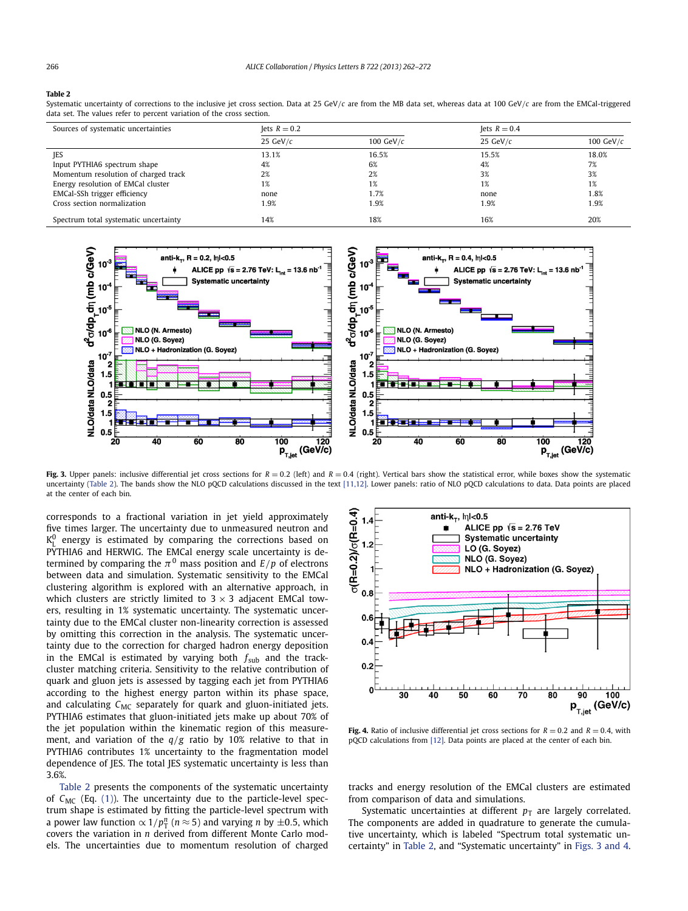**Table 2**
Systematic uncertainty of corrections to the inclusive jet cross section. Data at 25 GeV/$c$ are from the MB data set, whereas data at 100 GeV/$c$ are from the EMCal-triggered data set. The values refer to percent variation of the cross section.

| Sources of systematic uncertainties | Jets $R = 0.2$ | | Jets $R = 0.4$ | |
|---|---|---|---|---|
| | 25 GeV/$c$ | 100 GeV/$c$ | 25 GeV/$c$ | 100 GeV/$c$ |
| JES | 13.1% | 16.5% | 15.5% | 18.0% |
| Input PYTHIA6 spectrum shape | 4% | 6% | 4% | 7% |
| Momentum resolution of charged track | 2% | 2% | 3% | 3% |
| Energy resolution of EMCal cluster | 1% | 1% | 1% | 1% |
| EMCal-SSh trigger efficiency | none | 1.7% | none | 1.8% |
| Cross section normalization | 1.9% | 1.9% | 1.9% | 1.9% |
| Spectrum total systematic uncertainty | 14% | 18% | 16% | 20% |

**Fig. 3.** Upper panels: inclusive differential jet cross sections for $R = 0.2$ (left) and $R = 0.4$ (right). Vertical bars show the statistical error, while boxes show the systematic uncertainty (Table 2). The bands show the NLO pQCD calculations discussed in the text [11,12]. Lower panels: ratio of NLO pQCD calculations to data. Data points are placed at the center of each bin.

corresponds to a fractional variation in jet yield approximately five times larger. The uncertainty due to unmeasured neutron and $K^0_L$ energy is estimated by comparing the corrections based on PYTHIA6 and HERWIG. The EMCal energy scale uncertainty is determined by comparing the $\pi^0$ mass position and $E/p$ of electrons between data and simulation. Systematic sensitivity to the EMCal clustering algorithm is explored with an alternative approach, in which clusters are strictly limited to $3 \times 3$ adjacent EMCal towers, resulting in 1% systematic uncertainty. The systematic uncertainty due to the EMCal cluster non-linearity correction is assessed by omitting this correction in the analysis. The systematic uncertainty due to the correction for charged hadron energy deposition in the EMCal is estimated by varying both $f_{\mathrm{sub}}$ and the track-cluster matching criteria. Sensitivity to the relative contribution of quark and gluon jets is assessed by tagging each jet from PYTHIA6 according to the highest energy parton within its phase space, and calculating $C_{\mathrm{MC}}$ separately for quark and gluon-initiated jets. PYTHIA6 estimates that gluon-initiated jets make up about 70% of the jet population within the kinematic region of this measurement, and variation of the $q/g$ ratio by 10% relative to that in PYTHIA6 contributes 1% uncertainty to the fragmentation model dependence of JES. The total JES systematic uncertainty is less than 3.6%.

Table 2 presents the components of the systematic uncertainty of $C_{\mathrm{MC}}$ (Eq. (1)). The uncertainty due to the particle-level spectrum shape is estimated by fitting the particle-level spectrum with a power law function $\propto 1/p^n_{\mathrm{T}}$ ($n \approx 5$) and varying $n$ by $\pm 0.5$, which covers the variation in $n$ derived from different Monte Carlo models. The uncertainties due to momentum resolution of charged tracks and energy resolution of the EMCal clusters are estimated from comparison of data and simulations.

**Fig. 4.** Ratio of inclusive differential jet cross sections for $R = 0.2$ and $R = 0.4$, with pQCD calculations from [12]. Data points are placed at the center of each bin.

Systematic uncertainties at different $p_{\mathrm{T}}$ are largely correlated. The components are added in quadrature to generate the cumulative uncertainty, which is labeled "Spectrum total systematic uncertainty" in Table 2, and "Systematic uncertainty" in Figs. 3 and 4.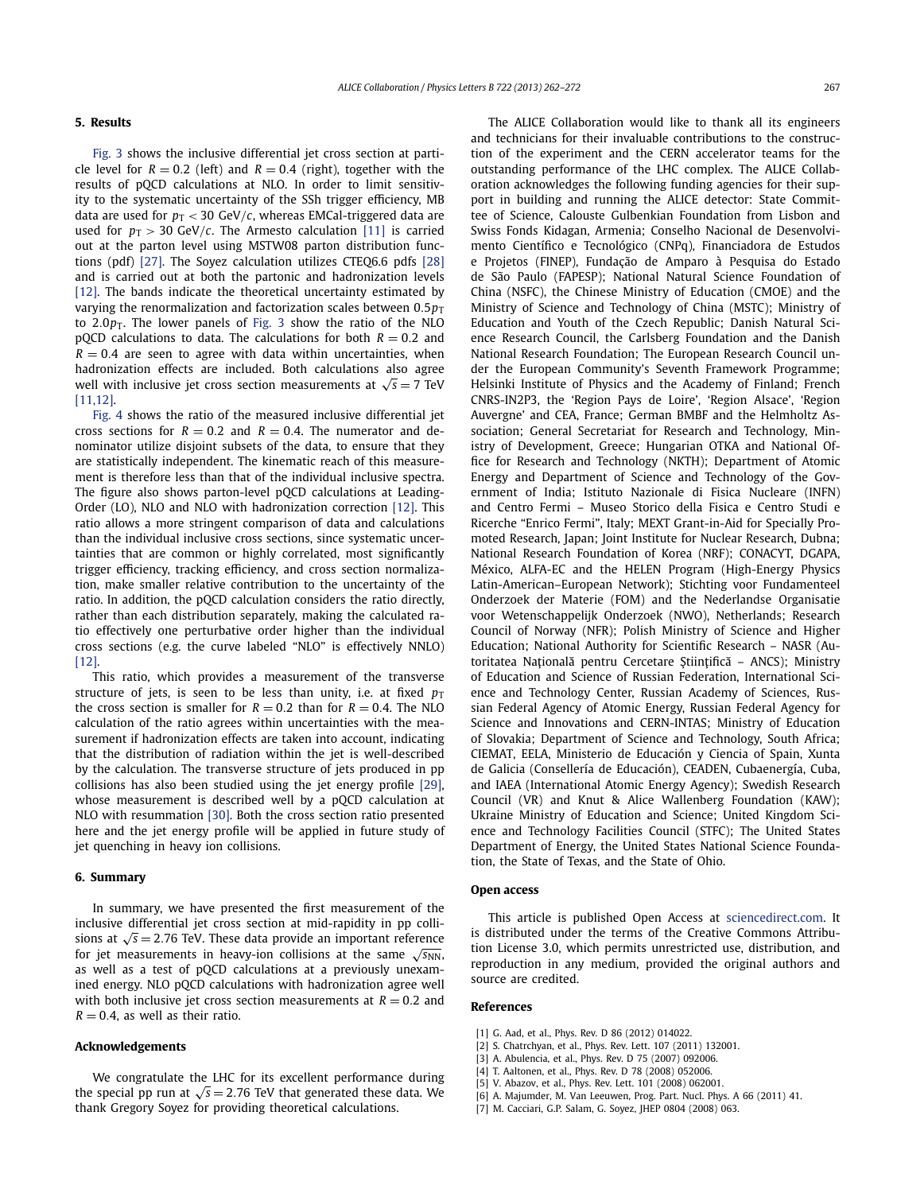## 5. Results

Fig. 3 shows the inclusive differential jet cross section at particle level for $R = 0.2$ (left) and $R = 0.4$ (right), together with the results of pQCD calculations at NLO. In order to limit sensitivity to the systematic uncertainty of the SSh trigger efficiency, MB data are used for $p_T < 30$ GeV/$c$, whereas EMCal-triggered data are used for $p_T > 30$ GeV/$c$. The Armesto calculation [11] is carried out at the parton level using MSTW08 parton distribution functions (pdf) [27]. The Soyez calculation utilizes CTEQ6.6 pdfs [28] and is carried out at both the partonic and hadronization levels [12]. The bands indicate the theoretical uncertainty estimated by varying the renormalization and factorization scales between $0.5p_T$ to $2.0p_T$. The lower panels of Fig. 3 show the ratio of the NLO pQCD calculations to data. The calculations for both $R = 0.2$ and $R = 0.4$ are seen to agree with data within uncertainties, when hadronization effects are included. Both calculations also agree well with inclusive jet cross section measurements at $\sqrt{s} = 7$ TeV [11,12].

Fig. 4 shows the ratio of the measured inclusive differential jet cross sections for $R = 0.2$ and $R = 0.4$. The numerator and denominator utilize disjoint subsets of the data, to ensure that they are statistically independent. The kinematic reach of this measurement is therefore less than that of the individual inclusive spectra. The figure also shows parton-level pQCD calculations at Leading-Order (LO), NLO and NLO with hadronization correction [12]. This ratio allows a more stringent comparison of data and calculations than the individual inclusive cross sections, since systematic uncertainties that are common or highly correlated, most significantly trigger efficiency, tracking efficiency, and cross section normalization, make smaller relative contribution to the uncertainty of the ratio. In addition, the pQCD calculation considers the ratio directly, rather than each distribution separately, making the calculated ratio effectively one perturbative order higher than the individual cross sections (e.g. the curve labeled "NLO" is effectively NNLO) [12].

This ratio, which provides a measurement of the transverse structure of jets, is seen to be less than unity, i.e. at fixed $p_T$ the cross section is smaller for $R = 0.2$ than for $R = 0.4$. The NLO calculation of the ratio agrees within uncertainties with the measurement if hadronization effects are taken into account, indicating that the distribution of radiation within the jet is well-described by the calculation. The transverse structure of jets produced in pp collisions has also been studied using the jet energy profile [29], whose measurement is described well by a pQCD calculation at NLO with resummation [30]. Both the cross section ratio presented here and the jet energy profile will be applied in future study of jet quenching in heavy ion collisions.

## 6. Summary

In summary, we have presented the first measurement of the inclusive differential jet cross section at mid-rapidity in pp collisions at $\sqrt{s} = 2.76$ TeV. These data provide an important reference for jet measurements in heavy-ion collisions at the same $\sqrt{s_{NN}}$, as well as a test of pQCD calculations at a previously unexamined energy. NLO pQCD calculations with hadronization agree well with both inclusive jet cross section measurements at $R = 0.2$ and $R = 0.4$, as well as their ratio.

## Acknowledgements

We congratulate the LHC for its excellent performance during the special pp run at $\sqrt{s} = 2.76$ TeV that generated these data. We thank Gregory Soyez for providing theoretical calculations.

The ALICE Collaboration would like to thank all its engineers and technicians for their invaluable contributions to the construction of the experiment and the CERN accelerator teams for the outstanding performance of the LHC complex. The ALICE Collaboration acknowledges the following funding agencies for their support in building and running the ALICE detector: State Committee of Science, Calouste Gulbenkian Foundation from Lisbon and Swiss Fonds Kidagan, Armenia; Conselho Nacional de Desenvolvimento Científico e Tecnológico (CNPq), Financiadora de Estudos e Projetos (FINEP), Fundação de Amparo à Pesquisa do Estado de São Paulo (FAPESP); National Natural Science Foundation of China (NSFC), the Chinese Ministry of Education (CMOE) and the Ministry of Science and Technology of China (MSTC); Ministry of Education and Youth of the Czech Republic; Danish Natural Science Research Council, the Carlsberg Foundation and the Danish National Research Foundation; The European Research Council under the European Community's Seventh Framework Programme; Helsinki Institute of Physics and the Academy of Finland; French CNRS-IN2P3, the 'Region Pays de Loire', 'Region Alsace', 'Region Auvergne' and CEA, France; German BMBF and the Helmholtz Association; General Secretariat for Research and Technology, Ministry of Development, Greece; Hungarian OTKA and National Office for Research and Technology (NKTH); Department of Atomic Energy and Department of Science and Technology of the Government of India; Istituto Nazionale di Fisica Nucleare (INFN) and Centro Fermi – Museo Storico della Fisica e Centro Studi e Ricerche "Enrico Fermi", Italy; MEXT Grant-in-Aid for Specially Promoted Research, Japan; Joint Institute for Nuclear Research, Dubna; National Research Foundation of Korea (NRF); CONACYT, DGAPA, México, ALFA-EC and the HELEN Program (High-Energy Physics Latin-American–European Network); Stichting voor Fundamenteel Onderzoek der Materie (FOM) and the Nederlandse Organisatie voor Wetenschappelijk Onderzoek (NWO), Netherlands; Research Council of Norway (NFR); Polish Ministry of Science and Higher Education; National Authority for Scientific Research – NASR (Autoritatea Națională pentru Cercetare Științifică – ANCS); Ministry of Education and Science of Russian Federation, International Science and Technology Center, Russian Academy of Sciences, Russian Federal Agency of Atomic Energy, Russian Federal Agency for Science and Innovations and CERN-INTAS; Ministry of Education of Slovakia; Department of Science and Technology, South Africa; CIEMAT, EELA, Ministerio de Educación y Ciencia of Spain, Xunta de Galicia (Consellería de Educación), CEADEN, Cubaenergía, Cuba, and IAEA (International Atomic Energy Agency); Swedish Research Council (VR) and Knut & Alice Wallenberg Foundation (KAW); Ukraine Ministry of Education and Science; United Kingdom Science and Technology Facilities Council (STFC); The United States Department of Energy, the United States National Science Foundation, the State of Texas, and the State of Ohio.

## Open access

This article is published Open Access at sciencedirect.com. It is distributed under the terms of the Creative Commons Attribution License 3.0, which permits unrestricted use, distribution, and reproduction in any medium, provided the original authors and source are credited.

## References

[1] G. Aad, et al., Phys. Rev. D 86 (2012) 014022.
[2] S. Chatrchyan, et al., Phys. Rev. Lett. 107 (2011) 132001.
[3] A. Abulencia, et al., Phys. Rev. D 75 (2007) 092006.
[4] T. Aaltonen, et al., Phys. Rev. D 78 (2008) 052006.
[5] V. Abazov, et al., Phys. Rev. Lett. 101 (2008) 062001.
[6] A. Majumder, M. Van Leeuwen, Prog. Part. Nucl. Phys. A 66 (2011) 41.
[7] M. Cacciari, G.P. Salam, G. Soyez, JHEP 0804 (2008) 063.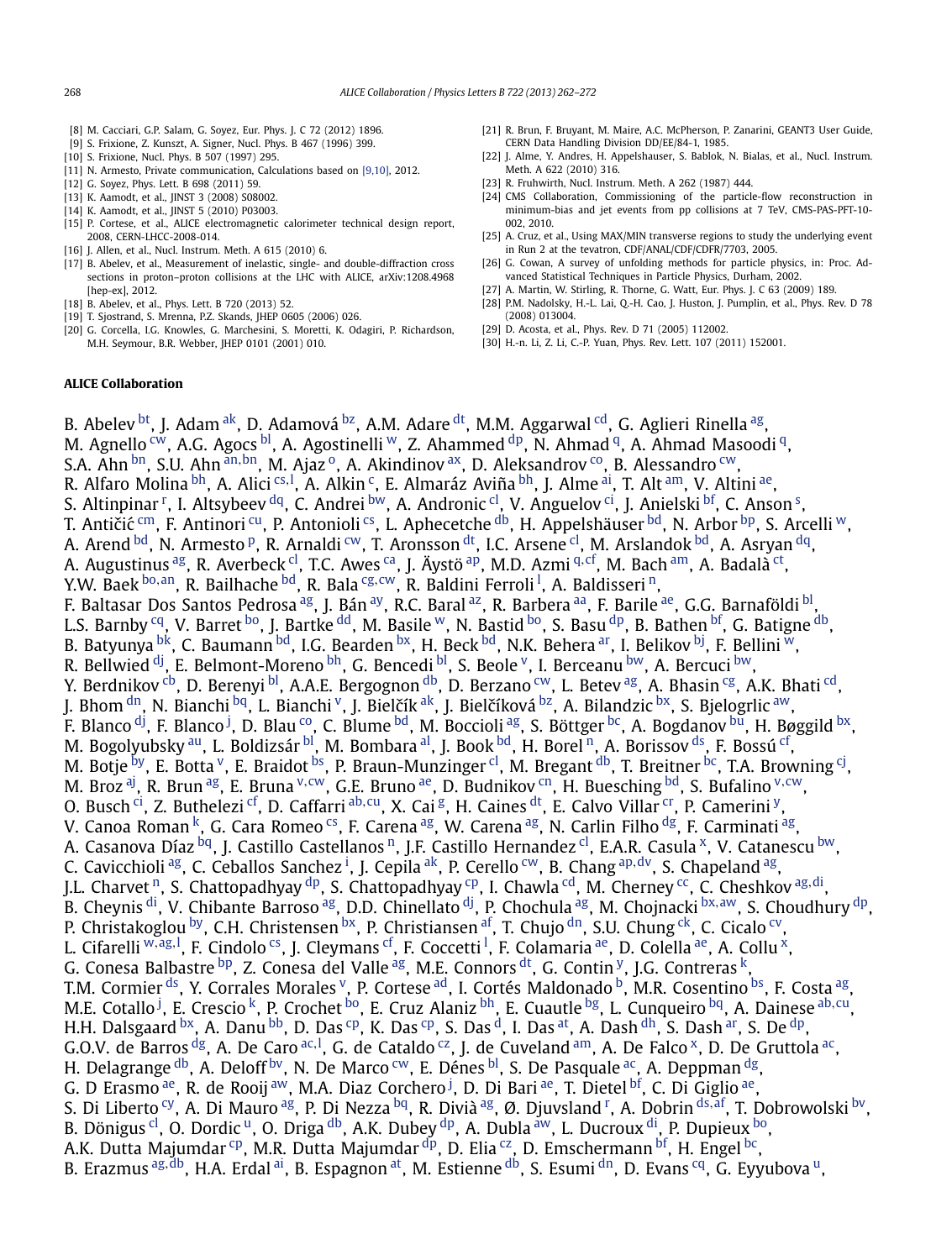[8] M. Cacciari, G.P. Salam, G. Soyez, Eur. Phys. J. C 72 (2012) 1896.
[9] S. Frixione, Z. Kunszt, A. Signer, Nucl. Phys. B 467 (1996) 399.
[10] S. Frixione, Nucl. Phys. B 507 (1997) 295.
[11] N. Armesto, Private communication, Calculations based on [9,10], 2012.
[12] G. Soyez, Phys. Lett. B 698 (2011) 59.
[13] K. Aamodt, et al., JINST 3 (2008) S08002.
[14] K. Aamodt, et al., JINST 5 (2010) P03003.
[15] P. Cortese, et al., ALICE electromagnetic calorimeter technical design report, 2008, CERN-LHCC-2008-014.
[16] J. Allen, et al., Nucl. Instrum. Meth. A 615 (2010) 6.
[17] B. Abelev, et al., Measurement of inelastic, single- and double-diffraction cross sections in proton–proton collisions at the LHC with ALICE, arXiv:1208.4968 [hep-ex], 2012.
[18] B. Abelev, et al., Phys. Lett. B 720 (2013) 52.
[19] T. Sjostrand, S. Mrenna, P.Z. Skands, JHEP 0605 (2006) 026.
[20] G. Corcella, I.G. Knowles, G. Marchesini, S. Moretti, K. Odagiri, P. Richardson, M.H. Seymour, B.R. Webber, JHEP 0101 (2001) 010.
[21] R. Brun, F. Bruyant, M. Maire, A.C. McPherson, P. Zanarini, GEANT3 User Guide, CERN Data Handling Division DD/EE/84-1, 1985.
[22] J. Alme, Y. Andres, H. Appelshauser, S. Bablok, N. Bialas, et al., Nucl. Instrum. Meth. A 622 (2010) 316.
[23] R. Fruhwirth, Nucl. Instrum. Meth. A 262 (1987) 444.
[24] CMS Collaboration, Commissioning of the particle-flow reconstruction in minimum-bias and jet events from pp collisions at 7 TeV, CMS-PAS-PFT-10-002, 2010.
[25] A. Cruz, et al., Using MAX/MIN transverse regions to study the underlying event in Run 2 at the tevatron, CDF/ANAL/CDF/CDFR/7703, 2005.
[26] G. Cowan, A survey of unfolding methods for particle physics, in: Proc. Advanced Statistical Techniques in Particle Physics, Durham, 2002.
[27] A. Martin, W. Stirling, R. Thorne, G. Watt, Eur. Phys. J. C 63 (2009) 189.
[28] P.M. Nadolsky, H.-L. Lai, Q.-H. Cao, J. Huston, J. Pumplin, et al., Phys. Rev. D 78 (2008) 013004.
[29] D. Acosta, et al., Phys. Rev. D 71 (2005) 112002.
[30] H.-n. Li, Z. Li, C.-P. Yuan, Phys. Rev. Lett. 107 (2011) 152001.

## ALICE Collaboration

B. Abelev [bt], J. Adam [ak], D. Adamová [bz], A.M. Adare [dt], M.M. Aggarwal [cd], G. Aglieri Rinella [ag], M. Agnello [cw], A.G. Agocs [bl], A. Agostinelli [w], Z. Ahammed [dp], N. Ahmad [q], A. Ahmad Masoodi [q], S.A. Ahn [bn], S.U. Ahn [an,bn], M. Ajaz [o], A. Akindinov [ax], D. Aleksandrov [co], B. Alessandro [cw], R. Alfaro Molina [bh], A. Alici [cs,l], A. Alkin [c], E. Almaráz Aviña [bh], J. Alme [ai], T. Alt [am], V. Altini [ae], S. Altinpinar [r], I. Altsybeev [dq], C. Andrei [bw], A. Andronic [cl], V. Anguelov [ci], J. Anielski [bf], C. Anson [s], T. Antičić [cm], F. Antinori [cu], P. Antonioli [cs], L. Aphecetche [db], H. Appelshäuser [bd], N. Arbor [bp], S. Arcelli [w], A. Arend [bd], N. Armesto [p], R. Arnaldi [cw], T. Aronsson [dt], I.C. Arsene [cl], M. Arslandok [bd], A. Asryan [dq], A. Augustinus [ag], R. Averbeck [cl], T.C. Awes [ca], J. Äystö [ap], M.D. Azmi [q,cf], M. Bach [am], A. Badalà [ct], Y.W. Baek [bo,an], R. Bailhache [bd], R. Bala [cg,cw], R. Baldini Ferroli [l], A. Baldisseri [n], F. Baltasar Dos Santos Pedrosa [ag], J. Bán [ay], R.C. Baral [az], R. Barbera [aa], F. Barile [ae], G.G. Barnaföldi [bl], L.S. Barnby [cq], V. Barret [bo], J. Bartke [dd], M. Basile [w], N. Bastid [bo], S. Basu [dp], B. Bathen [bf], G. Batigne [db], B. Batyunya [bk], C. Baumann [bd], I.G. Bearden [bx], H. Beck [bd], N.K. Behera [ar], I. Belikov [bj], F. Bellini [w], R. Bellwied [dj], E. Belmont-Moreno [bh], G. Bencedi [bl], S. Beole [v], I. Berceanu [bw], A. Bercuci [bw], Y. Berdnikov [cb], D. Berenyi [bl], A.A.E. Bergognon [db], D. Berzano [cw], L. Betev [ag], A. Bhasin [cg], A.K. Bhati [cd], J. Bhom [dn], N. Bianchi [bq], L. Bianchi [v], J. Bielčík [ak], J. Bielčíková [bz], A. Bilandzic [bx], S. Bjelogrlic [aw], F. Blanco [dj], F. Blanco [j], D. Blau [co], C. Blume [bd], M. Boccioli [ag], S. Böttger [bc], A. Bogdanov [bu], H. Bøggild [bx], M. Bogolyubsky [au], L. Boldizsár [bl], M. Bombara [al], J. Book [bd], H. Borel [n], A. Borissov [ds], F. Bossú [cf], M. Botje [by], E. Botta [v], E. Braidot [bs], P. Braun-Munzinger [cl], M. Bregant [db], T. Breitner [bc], T.A. Browning [cj], M. Broz [aj], R. Brun [ag], E. Bruna [v,cw], G.E. Bruno [ae], D. Budnikov [cn], H. Buesching [bd], S. Bufalino [v,cw], O. Busch [ci], Z. Buthelezi [cf], D. Caffarri [ab,cu], X. Cai [g], H. Caines [dt], E. Calvo Villar [cr], P. Camerini [y], V. Canoa Roman [k], G. Cara Romeo [cs], F. Carena [ag], W. Carena [ag], N. Carlin Filho [dg], F. Carminati [ag], A. Casanova Díaz [bq], J. Castillo Castellanos [n], J.F. Castillo Hernandez [cl], E.A.R. Casula [x], V. Catanescu [bw], C. Cavicchioli [ag], C. Ceballos Sanchez [i], J. Cepila [ak], P. Cerello [cw], B. Chang [ap,dv], S. Chapeland [ag], J.L. Charvet [n], S. Chattopadhyay [dp], S. Chattopadhyay [cp], I. Chawla [cd], M. Cherney [cc], C. Cheshkov [ag,di], B. Cheynis [di], V. Chibante Barroso [ag], D.D. Chinellato [dj], P. Chochula [ag], M. Chojnacki [bx,aw], S. Choudhury [dp], P. Christakoglou [by], C.H. Christensen [bx], P. Christiansen [af], T. Chujo [dn], S.U. Chung [ck], C. Cicalo [cv], L. Cifarelli [w,ag,l], F. Cindolo [cs], J. Cleymans [cf], F. Coccetti [l], F. Colamaria [ae], D. Colella [ae], A. Collu [x], G. Conesa Balbastre [bp], Z. Conesa del Valle [ag], M.E. Connors [dt], G. Contin [y], J.G. Contreras [k], T.M. Cormier [ds], Y. Corrales Morales [v], P. Cortese [ad], I. Cortés Maldonado [b], M.R. Cosentino [bs], F. Costa [ag], M.E. Cotallo [j], E. Crescio [k], P. Crochet [bo], E. Cruz Alaniz [bh], E. Cuautle [bg], L. Cunqueiro [bq], A. Dainese [ab,cu], H.H. Dalsgaard [bx], A. Danu [bb], D. Das [cp], K. Das [cp], S. Das [d], I. Das [at], A. Dash [dh], S. Dash [ar], S. De [dp], G.O.V. de Barros [dg], A. De Caro [ac,l], G. de Cataldo [cz], J. de Cuveland [am], A. De Falco [x], D. De Gruttola [ac], H. Delagrange [db], A. Deloff [bv], N. De Marco [cw], E. Dénes [bl], S. De Pasquale [ac], A. Deppman [dg], G. D Erasmo [ae], R. de Rooij [aw], M.A. Diaz Corchero [j], D. Di Bari [ae], T. Dietel [bf], C. Di Giglio [ae], S. Di Liberto [cy], A. Di Mauro [ag], P. Di Nezza [bq], R. Divià [ag], Ø. Djuvsland [r], A. Dobrin [ds,af], T. Dobrowolski [bv], B. Dönigus [cl], O. Dordic [u], O. Driga [db], A.K. Dubey [dp], A. Dubla [aw], L. Ducroux [di], P. Dupieux [bo], A.K. Dutta Majumdar [cp], M.R. Dutta Majumdar [dp], D. Elia [cz], D. Emschermann [bf], H. Engel [bc], B. Erazmus [ag,db], H.A. Erdal [ai], B. Espagnon [at], M. Estienne [db], S. Esumi [dn], D. Evans [cq], G. Eyyubova [u],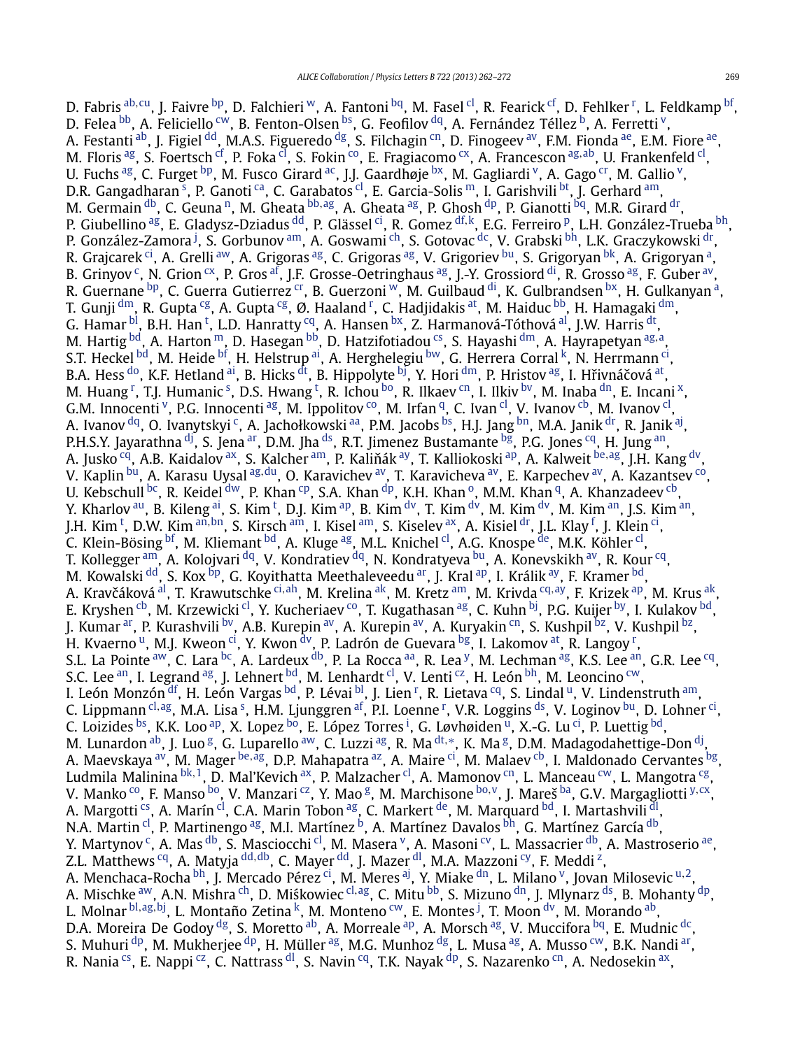D. Fabris [ab,cu], J. Faivre [bp], D. Falchieri [w], A. Fantoni [bq], M. Fasel [cl], R. Fearick [cf], D. Fehlker [r], L. Feldkamp [bf], D. Felea [bb], A. Feliciello [cw], B. Fenton-Olsen [bs], G. Feofilov [dq], A. Fernández Téllez [b], A. Ferretti [v], A. Festanti [ab], J. Figiel [dd], M.A.S. Figueredo [dg], S. Filchagin [cn], D. Finogeev [av], F.M. Fionda [ae], E.M. Fiore [ae], M. Floris [ag], S. Foertsch [cf], P. Foka [cl], S. Fokin [co], E. Fragiacomo [cx], A. Francescon [ag,ab], U. Frankenfeld [cl], U. Fuchs [ag], C. Furget [bp], M. Fusco Girard [ac], J.J. Gaardhøje [bx], M. Gagliardi [v], A. Gago [cr], M. Gallio [v], D.R. Gangadharan [s], P. Ganoti [ca], C. Garabatos [cl], E. Garcia-Solis [m], I. Garishvili [bt], J. Gerhard [am], M. Germain [db], C. Geuna [n], M. Gheata [bb,ag], A. Gheata [ag], P. Ghosh [dp], P. Gianotti [bq], M.R. Girard [dr], P. Giubellino [ag], E. Gladysz-Dziadus [dd], P. Glässel [ci], R. Gomez [df,k], E.G. Ferreiro [p], L.H. González-Trueba [bh], P. González-Zamora [j], S. Gorbunov [am], A. Goswami [ch], S. Gotovac [dc], V. Grabski [bh], L.K. Graczykowski [dr], R. Grajcarek [ci], A. Grelli [aw], A. Grigoras [ag], C. Grigoras [ag], V. Grigoriev [bu], S. Grigoryan [bk], A. Grigoryan [a], B. Grinyov [c], N. Grion [cx], P. Gros [af], J.F. Grosse-Oetringhaus [ag], J.-Y. Grossiord [di], R. Grosso [ag], F. Guber [av], R. Guernane [bp], C. Guerra Gutierrez [cr], B. Guerzoni [w], M. Guilbaud [di], K. Gulbrandsen [bx], H. Gulkanyan [a], T. Gunji [dm], R. Gupta [cg], A. Gupta [cg], Ø. Haaland [r], C. Hadjidakis [at], M. Haiduc [bb], H. Hamagaki [dm], G. Hamar [bl], B.H. Han [t], L.D. Hanratty [cq], A. Hansen [bx], Z. Harmanová-Tóthová [al], J.W. Harris [dt], M. Hartig [bd], A. Harton [m], D. Hasegan [bb], D. Hatzifotiadou [cs], S. Hayashi [dm], A. Hayrapetyan [ag,a], S.T. Heckel [bd], M. Heide [bf], H. Helstrup [ai], A. Herghelegiu [bw], G. Herrera Corral [k], N. Herrmann [ci], B.A. Hess [do], K.F. Hetland [ai], B. Hicks [dt], B. Hippolyte [bj], Y. Hori [dm], P. Hristov [ag], I. Hřivnáčová [at], M. Huang [r], T.J. Humanic [s], D.S. Hwang [t], R. Ichou [bo], R. Ilkaev [cn], I. Ilkiv [bv], M. Inaba [dn], E. Incani [x], G.M. Innocenti [v], P.G. Innocenti [ag], M. Ippolitov [co], M. Irfan [q], C. Ivan [cl], V. Ivanov [cb], M. Ivanov [cl], A. Ivanov [dq], O. Ivanytskyi [c], A. Jachołkowski [aa], P.M. Jacobs [bs], H.J. Jang [bn], M.A. Janik [dr], R. Janik [aj], P.H.S.Y. Jayarathna [dj], S. Jena [ar], D.M. Jha [ds], R.T. Jimenez Bustamante [bg], P.G. Jones [cq], H. Jung [an], A. Jusko [cq], A.B. Kaidalov [ax], S. Kalcher [am], P. Kaliňák [ay], T. Kalliokoski [ap], A. Kalweit [be,ag], J.H. Kang [dv], V. Kaplin [bu], A. Karasu Uysal [ag,du], O. Karavichev [av], T. Karavicheva [av], E. Karpechev [av], A. Kazantsev [co], U. Kebschull [bc], R. Keidel [dw], P. Khan [cp], S.A. Khan [dp], K.H. Khan [o], M.M. Khan [q], A. Khanzadeev [cb], Y. Kharlov [au], B. Kileng [ai], S. Kim [t], D.J. Kim [ap], B. Kim [dv], T. Kim [dv], M. Kim [dv], M. Kim [an], J.S. Kim [an], J.H. Kim [t], D.W. Kim [an,bn], S. Kirsch [am], I. Kisel [am], S. Kiselev [ax], A. Kisiel [dr], J.L. Klay [f], J. Klein [ci], C. Klein-Bösing [bf], M. Kliemant [bd], A. Kluge [ag], M.L. Knichel [cl], A.G. Knospe [de], M.K. Köhler [cl], T. Kollegger [am], A. Kolojvari [dq], V. Kondratiev [dq], N. Kondratyeva [bu], A. Konevskikh [av], R. Kour [cq], M. Kowalski [dd], S. Kox [bp], G. Koyithatta Meethaleveedu [ar], J. Kral [ap], I. Králik [ay], F. Kramer [bd], A. Kravčáková [al], T. Krawutschke [ci,ah], M. Krelina [ak], M. Kretz [am], M. Krivda [cq,ay], F. Krizek [ap], M. Krus [ak], E. Kryshen [cb], M. Krzewicki [cl], Y. Kucheriaev [co], T. Kugathasan [ag], C. Kuhn [bj], P.G. Kuijer [by], I. Kulakov [bd], J. Kumar [ar], P. Kurashvili [bv], A.B. Kurepin [av], A. Kurepin [av], A. Kuryakin [cn], S. Kushpil [bz], V. Kushpil [bz], H. Kvaerno [u], M.J. Kweon [ci], Y. Kwon [dv], P. Ladrón de Guevara [bg], I. Lakomov [at], R. Langoy [r], S.L. La Pointe [aw], C. Lara [bc], A. Lardeux [db], P. La Rocca [aa], R. Lea [y], M. Lechman [ag], K.S. Lee [an], G.R. Lee [cq], S.C. Lee [an], I. Legrand [ag], J. Lehnert [bd], M. Lenhardt [cl], V. Lenti [cz], H. León [bh], M. Leoncino [cw], I. León Monzón [df], H. León Vargas [bd], P. Lévai [bl], J. Lien [r], R. Lietava [cq], S. Lindal [u], V. Lindenstruth [am], C. Lippmann [cl,ag], M.A. Lisa [s], H.M. Ljunggren [af], P.I. Loenne [r], V.R. Loggins [ds], V. Loginov [bu], D. Lohner [ci], C. Loizides [bs], K.K. Loo [ap], X. Lopez [bo], E. López Torres [i], G. Løvhøiden [u], X.-G. Lu [ci], P. Luettig [bd], M. Lunardon [ab], J. Luo [g], G. Luparello [aw], C. Luzzi [ag], R. Ma [dt,*], K. Ma [g], D.M. Madagodahettige-Don [dj], A. Maevskaya [av], M. Mager [be,ag], D.P. Mahapatra [az], A. Maire [ci], M. Malaev [cb], I. Maldonado Cervantes [bg], Ludmila Malinina [bk,1], D. Mal'Kevich [ax], P. Malzacher [cl], A. Mamonov [cn], L. Manceau [cw], L. Mangotra [cg], V. Manko [co], F. Manso [bo], V. Manzari [cz], Y. Mao [g], M. Marchisone [bo,v], J. Mareš [ba], G.V. Margagliotti [y,cx], A. Margotti [cs], A. Marín [cl], C.A. Marin Tobon [ag], C. Markert [de], M. Marquard [bd], I. Martashvili [dl], N.A. Martin [cl], P. Martinengo [ag], M.I. Martínez [b], A. Martínez Davalos [bh], G. Martínez García [db], Y. Martynov [c], A. Mas [db], S. Masciocchi [cl], M. Masera [v], A. Masoni [cv], L. Massacrier [db], A. Mastroserio [ae], Z.L. Matthews [cq], A. Matyja [dd,db], C. Mayer [dd], J. Mazer [dl], M.A. Mazzoni [cy], F. Meddi [z], A. Menchaca-Rocha [bh], J. Mercado Pérez [ci], M. Meres [aj], Y. Miake [dn], L. Milano [v], Jovan Milosevic [u,2], A. Mischke [aw], A.N. Mishra [ch], D. Miśkowiec [cl,ag], C. Mitu [bb], S. Mizuno [dn], J. Mlynarz [ds], B. Mohanty [dp], L. Molnar [bl,ag,bj], L. Montaño Zetina [k], M. Monteno [cw], E. Montes [j], T. Moon [dv], M. Morando [ab], D.A. Moreira De Godoy [dg], S. Moretto [ab], A. Morreale [ap], A. Morsch [ag], V. Muccifora [bq], E. Mudnic [dc], S. Muhuri [dp], M. Mukherjee [dp], H. Müller [ag], M.G. Munhoz [dg], L. Musa [ag], A. Musso [cw], B.K. Nandi [ar], R. Nania [cs], E. Nappi [cz], C. Nattrass [dl], S. Navin [cq], T.K. Nayak [dp], S. Nazarenko [cn], A. Nedosekin [ax],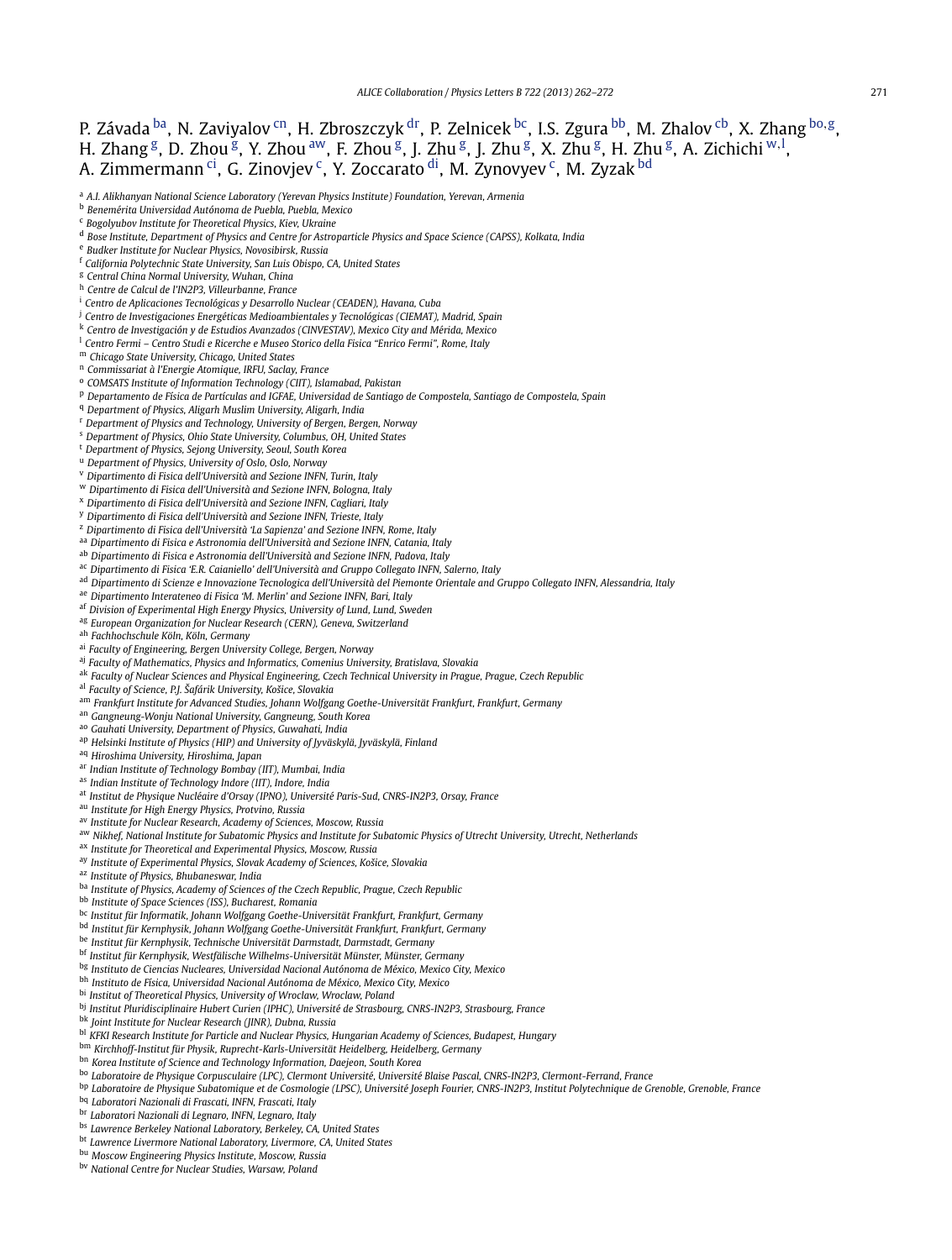P. Závada [ba], N. Zaviyalov [cn], H. Zbroszczyk [dr], P. Zelnicek [bc], I.S. Zgura [bb], M. Zhalov [cb], X. Zhang [bo,g], H. Zhang [g], D. Zhou [g], Y. Zhou [aw], F. Zhou [g], J. Zhu [g], J. Zhu [g], X. Zhu [g], H. Zhu [g], A. Zichichi [w,l], A. Zimmermann [ci], G. Zinovjev [c], Y. Zoccarato [di], M. Zynovyev [c], M. Zyzak [bd]

[a] A.I. Alikhanyan National Science Laboratory (Yerevan Physics Institute) Foundation, Yerevan, Armenia
[b] Benemérita Universidad Autónoma de Puebla, Puebla, Mexico
[c] Bogolyubov Institute for Theoretical Physics, Kiev, Ukraine
[d] Bose Institute, Department of Physics and Centre for Astroparticle Physics and Space Science (CAPSS), Kolkata, India
[e] Budker Institute for Nuclear Physics, Novosibirsk, Russia
[f] California Polytechnic State University, San Luis Obispo, CA, United States
[g] Central China Normal University, Wuhan, China
[h] Centre de Calcul de l'IN2P3, Villeurbanne, France
[i] Centro de Aplicaciones Tecnológicas y Desarrollo Nuclear (CEADEN), Havana, Cuba
[j] Centro de Investigaciones Energéticas Medioambientales y Tecnológicas (CIEMAT), Madrid, Spain
[k] Centro de Investigación y de Estudios Avanzados (CINVESTAV), Mexico City and Mérida, Mexico
[l] Centro Fermi – Centro Studi e Ricerche e Museo Storico della Fisica "Enrico Fermi", Rome, Italy
[m] Chicago State University, Chicago, United States
[n] Commissariat à l'Energie Atomique, IRFU, Saclay, France
[o] COMSATS Institute of Information Technology (CIIT), Islamabad, Pakistan
[p] Departamento de Física de Partículas and IGFAE, Universidad de Santiago de Compostela, Santiago de Compostela, Spain
[q] Department of Physics, Aligarh Muslim University, Aligarh, India
[r] Department of Physics and Technology, University of Bergen, Bergen, Norway
[s] Department of Physics, Ohio State University, Columbus, OH, United States
[t] Department of Physics, Sejong University, Seoul, South Korea
[u] Department of Physics, University of Oslo, Oslo, Norway
[v] Dipartimento di Fisica dell'Università and Sezione INFN, Turin, Italy
[w] Dipartimento di Fisica dell'Università and Sezione INFN, Bologna, Italy
[x] Dipartimento di Fisica dell'Università and Sezione INFN, Cagliari, Italy
[y] Dipartimento di Fisica dell'Università and Sezione INFN, Trieste, Italy
[z] Dipartimento di Fisica dell'Università 'La Sapienza' and Sezione INFN, Rome, Italy
[aa] Dipartimento di Fisica e Astronomia dell'Università and Sezione INFN, Catania, Italy
[ab] Dipartimento di Fisica e Astronomia dell'Università and Sezione INFN, Padova, Italy
[ac] Dipartimento di Fisica 'E.R. Caianiello' dell'Università and Gruppo Collegato INFN, Salerno, Italy
[ad] Dipartimento di Scienze e Innovazione Tecnologica dell'Università del Piemonte Orientale and Gruppo Collegato INFN, Alessandria, Italy
[ae] Dipartimento Interateneo di Fisica 'M. Merlin' and Sezione INFN, Bari, Italy
[af] Division of Experimental High Energy Physics, University of Lund, Lund, Sweden
[ag] European Organization for Nuclear Research (CERN), Geneva, Switzerland
[ah] Fachhochschule Köln, Köln, Germany
[ai] Faculty of Engineering, Bergen University College, Bergen, Norway
[aj] Faculty of Mathematics, Physics and Informatics, Comenius University, Bratislava, Slovakia
[ak] Faculty of Nuclear Sciences and Physical Engineering, Czech Technical University in Prague, Prague, Czech Republic
[al] Faculty of Science, P.J. Šafárik University, Košice, Slovakia
[am] Frankfurt Institute for Advanced Studies, Johann Wolfgang Goethe-Universität Frankfurt, Frankfurt, Germany
[an] Gangneung-Wonju National University, Gangneung, South Korea
[ao] Gauhati University, Department of Physics, Guwahati, India
[ap] Helsinki Institute of Physics (HIP) and University of Jyväskylä, Jyväskylä, Finland
[aq] Hiroshima University, Hiroshima, Japan
[ar] Indian Institute of Technology Bombay (IIT), Mumbai, India
[as] Indian Institute of Technology Indore (IIT), Indore, India
[at] Institut de Physique Nucléaire d'Orsay (IPNO), Université Paris-Sud, CNRS-IN2P3, Orsay, France
[au] Institute for High Energy Physics, Protvino, Russia
[av] Institute for Nuclear Research, Academy of Sciences, Moscow, Russia
[aw] Nikhef, National Institute for Subatomic Physics and Institute for Subatomic Physics of Utrecht University, Utrecht, Netherlands
[ax] Institute for Theoretical and Experimental Physics, Moscow, Russia
[ay] Institute of Experimental Physics, Slovak Academy of Sciences, Košice, Slovakia
[az] Institute of Physics, Bhubaneswar, India
[ba] Institute of Physics, Academy of Sciences of the Czech Republic, Prague, Czech Republic
[bb] Institute of Space Sciences (ISS), Bucharest, Romania
[bc] Institut für Informatik, Johann Wolfgang Goethe-Universität Frankfurt, Frankfurt, Germany
[bd] Institut für Kernphysik, Johann Wolfgang Goethe-Universität Frankfurt, Frankfurt, Germany
[be] Institut für Kernphysik, Technische Universität Darmstadt, Darmstadt, Germany
[bf] Institut für Kernphysik, Westfälische Wilhelms-Universität Münster, Münster, Germany
[bg] Instituto de Ciencias Nucleares, Universidad Nacional Autónoma de México, Mexico City, Mexico
[bh] Instituto de Física, Universidad Nacional Autónoma de México, Mexico City, Mexico
[bi] Institut of Theoretical Physics, University of Wroclaw, Wroclaw, Poland
[bj] Institut Pluridisciplinaire Hubert Curien (IPHC), Université de Strasbourg, CNRS-IN2P3, Strasbourg, France
[bk] Joint Institute for Nuclear Research (JINR), Dubna, Russia
[bl] KFKI Research Institute for Particle and Nuclear Physics, Hungarian Academy of Sciences, Budapest, Hungary
[bm] Kirchhoff-Institut für Physik, Ruprecht-Karls-Universität Heidelberg, Heidelberg, Germany
[bn] Korea Institute of Science and Technology Information, Daejeon, South Korea
[bo] Laboratoire de Physique Corpusculaire (LPC), Clermont Université, Université Blaise Pascal, CNRS-IN2P3, Clermont-Ferrand, France
[bp] Laboratoire de Physique Subatomique et de Cosmologie (LPSC), Université Joseph Fourier, CNRS-IN2P3, Institut Polytechnique de Grenoble, Grenoble, France
[bq] Laboratori Nazionali di Frascati, INFN, Frascati, Italy
[br] Laboratori Nazionali di Legnaro, INFN, Legnaro, Italy
[bs] Lawrence Berkeley National Laboratory, Berkeley, CA, United States
[bt] Lawrence Livermore National Laboratory, Livermore, CA, United States
[bu] Moscow Engineering Physics Institute, Moscow, Russia
[bv] National Centre for Nuclear Studies, Warsaw, Poland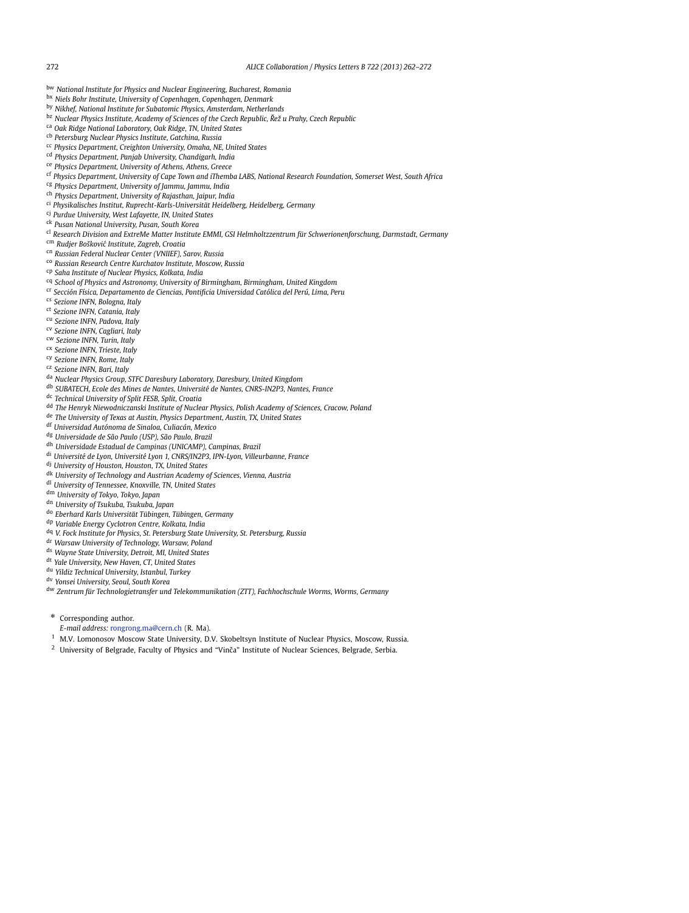[bw] National Institute for Physics and Nuclear Engineering, Bucharest, Romania
[bx] Niels Bohr Institute, University of Copenhagen, Copenhagen, Denmark
[by] Nikhef, National Institute for Subatomic Physics, Amsterdam, Netherlands
[bz] Nuclear Physics Institute, Academy of Sciences of the Czech Republic, Řež u Prahy, Czech Republic
[ca] Oak Ridge National Laboratory, Oak Ridge, TN, United States
[cb] Petersburg Nuclear Physics Institute, Gatchina, Russia
[cc] Physics Department, Creighton University, Omaha, NE, United States
[cd] Physics Department, Panjab University, Chandigarh, India
[ce] Physics Department, University of Athens, Athens, Greece
[cf] Physics Department, University of Cape Town and iThemba LABS, National Research Foundation, Somerset West, South Africa
[cg] Physics Department, University of Jammu, Jammu, India
[ch] Physics Department, University of Rajasthan, Jaipur, India
[ci] Physikalisches Institut, Ruprecht-Karls-Universität Heidelberg, Heidelberg, Germany
[cj] Purdue University, West Lafayette, IN, United States
[ck] Pusan National University, Pusan, South Korea
[cl] Research Division and ExtreMe Matter Institute EMMI, GSI Helmholtzzentrum für Schwerionenforschung, Darmstadt, Germany
[cm] Rudjer Bošković Institute, Zagreb, Croatia
[cn] Russian Federal Nuclear Center (VNIIEF), Sarov, Russia
[co] Russian Research Centre Kurchatov Institute, Moscow, Russia
[cp] Saha Institute of Nuclear Physics, Kolkata, India
[cq] School of Physics and Astronomy, University of Birmingham, Birmingham, United Kingdom
[cr] Sección Física, Departamento de Ciencias, Pontificia Universidad Católica del Perú, Lima, Peru
[cs] Sezione INFN, Bologna, Italy
[ct] Sezione INFN, Catania, Italy
[cu] Sezione INFN, Padova, Italy
[cv] Sezione INFN, Cagliari, Italy
[cw] Sezione INFN, Turin, Italy
[cx] Sezione INFN, Trieste, Italy
[cy] Sezione INFN, Rome, Italy
[cz] Sezione INFN, Bari, Italy
[da] Nuclear Physics Group, STFC Daresbury Laboratory, Daresbury, United Kingdom
[db] SUBATECH, Ecole des Mines de Nantes, Université de Nantes, CNRS-IN2P3, Nantes, France
[dc] Technical University of Split FESB, Split, Croatia
[dd] The Henryk Niewodniczanski Institute of Nuclear Physics, Polish Academy of Sciences, Cracow, Poland
[de] The University of Texas at Austin, Physics Department, Austin, TX, United States
[df] Universidad Autónoma de Sinaloa, Culiacán, Mexico
[dg] Universidade de São Paulo (USP), São Paulo, Brazil
[dh] Universidade Estadual de Campinas (UNICAMP), Campinas, Brazil
[di] Université de Lyon, Université Lyon 1, CNRS/IN2P3, IPN-Lyon, Villeurbanne, France
[dj] University of Houston, Houston, TX, United States
[dk] University of Technology and Austrian Academy of Sciences, Vienna, Austria
[dl] University of Tennessee, Knoxville, TN, United States
[dm] University of Tokyo, Tokyo, Japan
[dn] University of Tsukuba, Tsukuba, Japan
[do] Eberhard Karls Universität Tübingen, Tübingen, Germany
[dp] Variable Energy Cyclotron Centre, Kolkata, India
[dq] V. Fock Institute for Physics, St. Petersburg State University, St. Petersburg, Russia
[dr] Warsaw University of Technology, Warsaw, Poland
[ds] Wayne State University, Detroit, MI, United States
[dt] Yale University, New Haven, CT, United States
[du] Yildiz Technical University, Istanbul, Turkey
[dv] Yonsei University, Seoul, South Korea
[dw] Zentrum für Technologietransfer und Telekommunikation (ZTT), Fachhochschule Worms, Worms, Germany

\* Corresponding author.
*E-mail address:* rongrong.ma@cern.ch (R. Ma).

[1] M.V. Lomonosov Moscow State University, D.V. Skobeltsyn Institute of Nuclear Physics, Moscow, Russia.

[2] University of Belgrade, Faculty of Physics and "Vinča" Institute of Nuclear Sciences, Belgrade, Serbia.